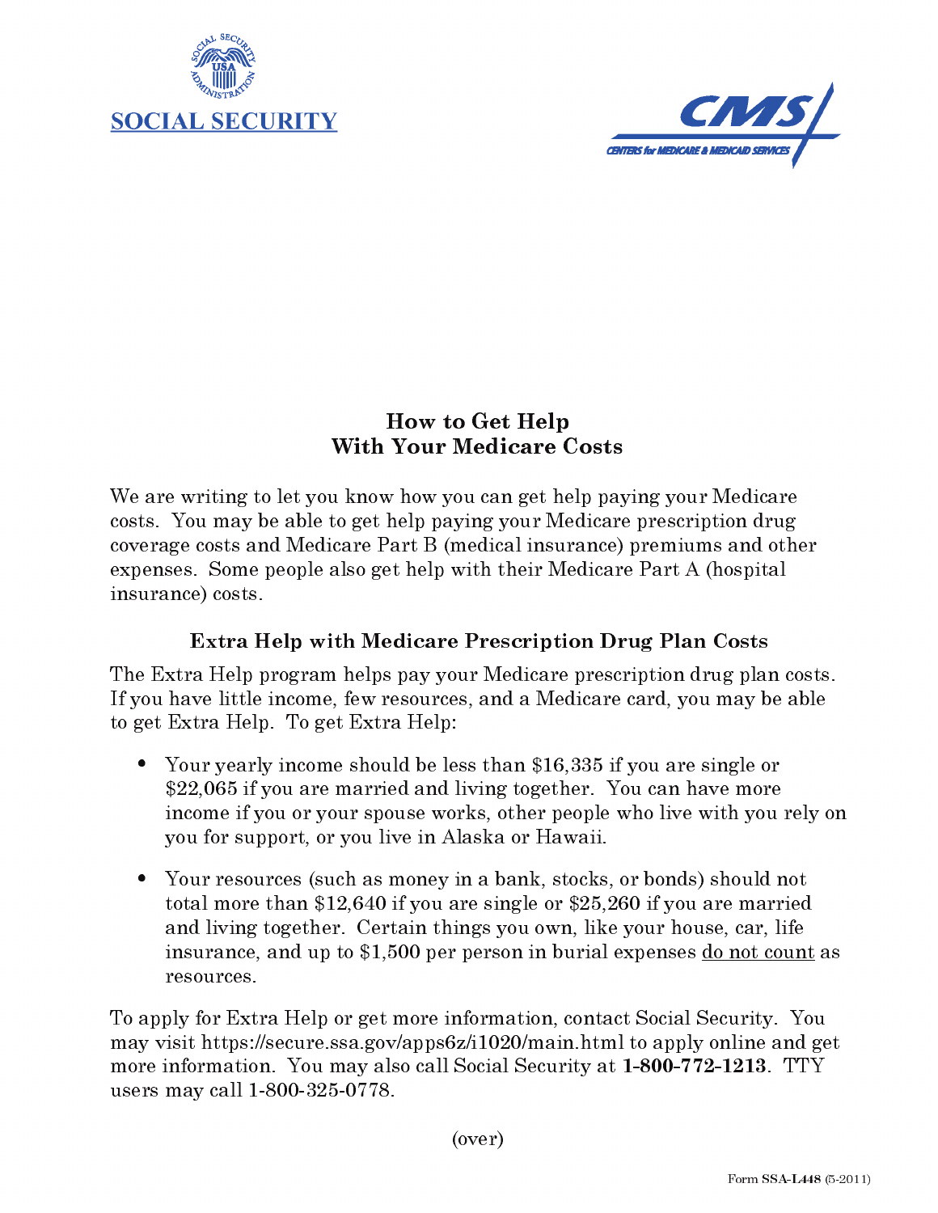SOCIAL SECURITY

CMS
CENTERS for MEDICARE & MEDICAID SERVICES

# How to Get Help With Your Medicare Costs

We are writing to let you know how you can get help paying your Medicare costs. You may be able to get help paying your Medicare prescription drug coverage costs and Medicare Part B (medical insurance) premiums and other expenses. Some people also get help with their Medicare Part A (hospital insurance) costs.

## Extra Help with Medicare Prescription Drug Plan Costs

The Extra Help program helps pay your Medicare prescription drug plan costs. If you have little income, few resources, and a Medicare card, you may be able to get Extra Help. To get Extra Help:

- Your yearly income should be less than $16,335 if you are single or $22,065 if you are married and living together. You can have more income if you or your spouse works, other people who live with you rely on you for support, or you live in Alaska or Hawaii.
- Your resources (such as money in a bank, stocks, or bonds) should not total more than $12,640 if you are single or $25,260 if you are married and living together. Certain things you own, like your house, car, life insurance, and up to $1,500 per person in burial expenses <u>do not count</u> as resources.

To apply for Extra Help or get more information, contact Social Security. You may visit https://secure.ssa.gov/apps6z/i1020/main.html to apply online and get more information. You may also call Social Security at **1-800-772-1213**. TTY users may call 1-800-325-0778.

(over)

Form **SSA-L448** (5-2011)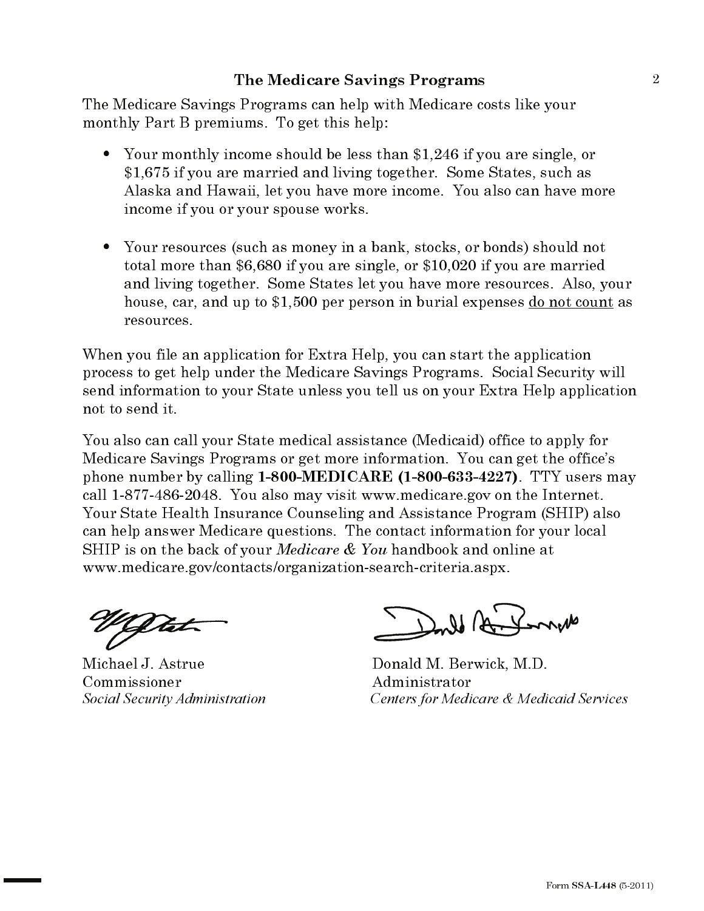## The Medicare Savings Programs

The Medicare Savings Programs can help with Medicare costs like your monthly Part B premiums. To get this help:

- Your monthly income should be less than $1,246 if you are single, or $1,675 if you are married and living together. Some States, such as Alaska and Hawaii, let you have more income. You also can have more income if you or your spouse works.

- Your resources (such as money in a bank, stocks, or bonds) should not total more than $6,680 if you are single, or $10,020 if you are married and living together. Some States let you have more resources. Also, your house, car, and up to $1,500 per person in burial expenses do not count as resources.

When you file an application for Extra Help, you can start the application process to get help under the Medicare Savings Programs. Social Security will send information to your State unless you tell us on your Extra Help application not to send it.

You also can call your State medical assistance (Medicaid) office to apply for Medicare Savings Programs or get more information. You can get the office's phone number by calling **1-800-MEDICARE (1-800-633-4227)**. TTY users may call 1-877-486-2048. You also may visit www.medicare.gov on the Internet. Your State Health Insurance Counseling and Assistance Program (SHIP) also can help answer Medicare questions. The contact information for your local SHIP is on the back of your *Medicare & You* handbook and online at www.medicare.gov/contacts/organization-search-criteria.aspx.

Michael J. Astrue
Commissioner
*Social Security Administration*

Donald M. Berwick, M.D.
Administrator
*Centers for Medicare & Medicaid Services*

Form **SSA-L448** (5-2011)